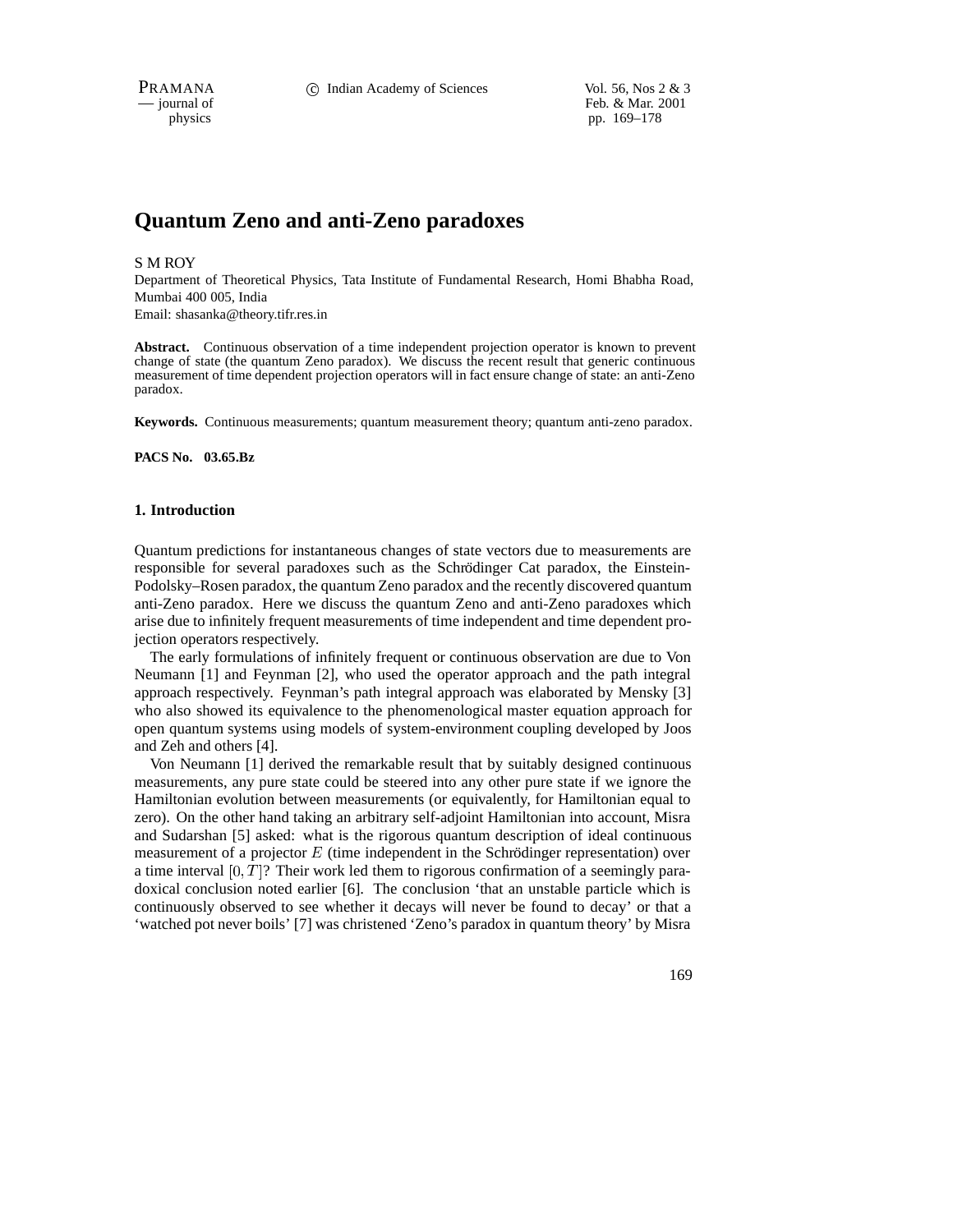# Quantum Zeno and anti-Zeno paradoxes

S M ROY

Department of Theoretical Physics, Tata Institute of Fundamental Research, Homi Bhabha Road, Mumbai 400 005, India

Email: shasanka@theory.tifr.res.in

**Abstract.** Continuous observation of a time independent projection operator is known to prevent change of state (the quantum Zeno paradox). We discuss the recent result that generic continuous measurement of time dependent projection operators will in fact ensure change of state: an anti-Zeno paradox.

**Keywords.** Continuous measurements; quantum measurement theory; quantum anti-zeno paradox.

**PACS No. 03.65.Bz**

## 1. Introduction

Quantum predictions for instantaneous changes of state vectors due to measurements are responsible for several paradoxes such as the Schrődinger Cat paradox, the Einstein-Podolsky–Rosen paradox, the quantum Zeno paradox and the recently discovered quantum anti-Zeno paradox. Here we discuss the quantum Zeno and anti-Zeno paradoxes which arise due to infinitely frequent measurements of time independent and time dependent projection operators respectively.

The early formulations of infinitely frequent or continuous observation are due to Von Neumann [1] and Feynman [2], who used the operator approach and the path integral approach respectively. Feynman's path integral approach was elaborated by Mensky [3] who also showed its equivalence to the phenomenological master equation approach for open quantum systems using models of system-environment coupling developed by Joos and Zeh and others [4].

Von Neumann [1] derived the remarkable result that by suitably designed continuous measurements, any pure state could be steered into any other pure state if we ignore the Hamiltonian evolution between measurements (or equivalently, for Hamiltonian equal to zero). On the other hand taking an arbitrary self-adjoint Hamiltonian into account, Misra and Sudarshan [5] asked: what is the rigorous quantum description of ideal continuous measurement of a projector $E$ (time independent in the Schrődinger representation) over a time interval $[0, T]$? Their work led them to rigorous confirmation of a seemingly paradoxical conclusion noted earlier [6]. The conclusion 'that an unstable particle which is continuously observed to see whether it decays will never be found to decay' or that a 'watched pot never boils' [7] was christened 'Zeno's paradox in quantum theory' by Misra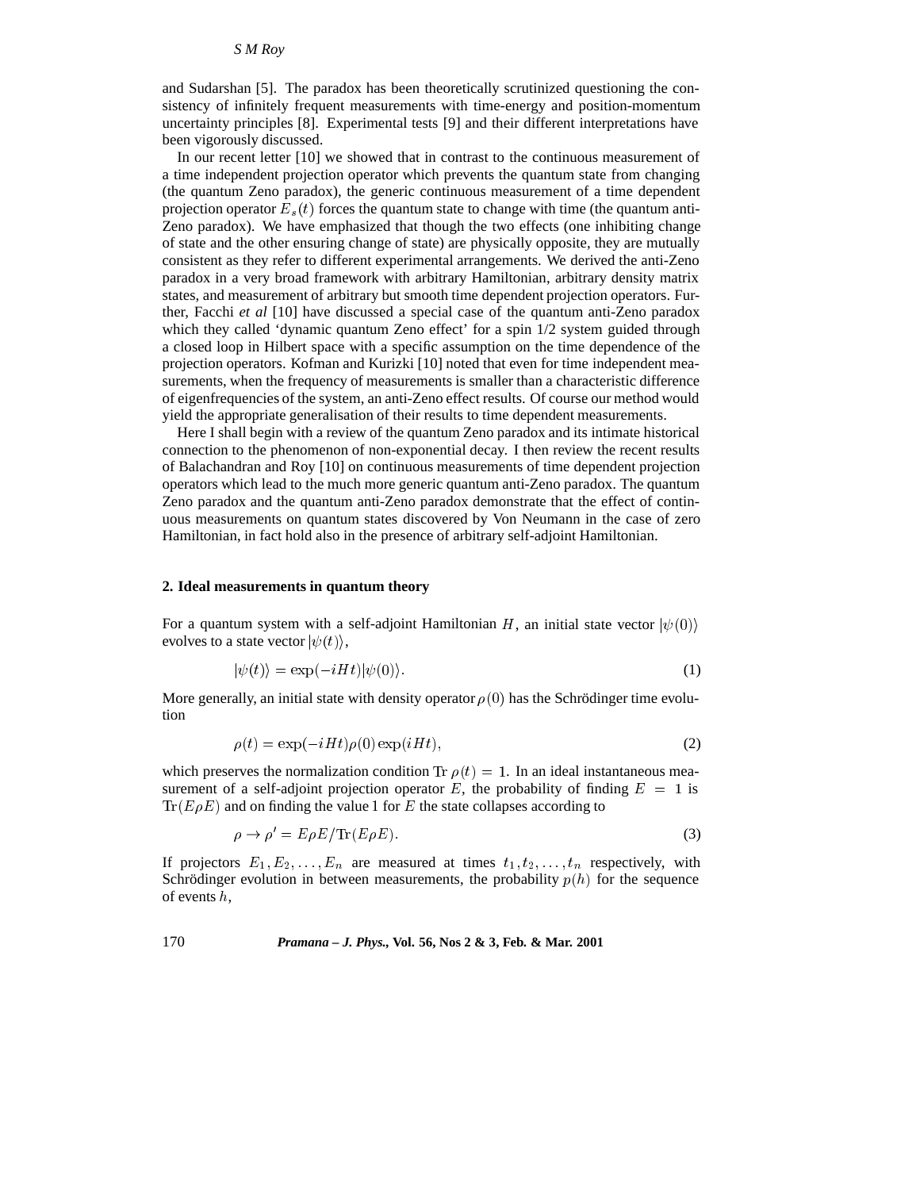and Sudarshan [5]. The paradox has been theoretically scrutinized questioning the consistency of infinitely frequent measurements with time-energy and position-momentum uncertainty principles [8]. Experimental tests [9] and their different interpretations have been vigorously discussed.

In our recent letter [10] we showed that in contrast to the continuous measurement of a time independent projection operator which prevents the quantum state from changing (the quantum Zeno paradox), the generic continuous measurement of a time dependent projection operator $E_s(t)$ forces the quantum state to change with time (the quantum anti-Zeno paradox). We have emphasized that though the two effects (one inhibiting change of state and the other ensuring change of state) are physically opposite, they are mutually consistent as they refer to different experimental arrangements. We derived the anti-Zeno paradox in a very broad framework with arbitrary Hamiltonian, arbitrary density matrix states, and measurement of arbitrary but smooth time dependent projection operators. Further, Facchi *et al* [10] have discussed a special case of the quantum anti-Zeno paradox which they called 'dynamic quantum Zeno effect' for a spin 1/2 system guided through a closed loop in Hilbert space with a specific assumption on the time dependence of the projection operators. Kofman and Kurizki [10] noted that even for time independent measurements, when the frequency of measurements is smaller than a characteristic difference of eigenfrequencies of the system, an anti-Zeno effect results. Of course our method would yield the appropriate generalisation of their results to time dependent measurements.

Here I shall begin with a review of the quantum Zeno paradox and its intimate historical connection to the phenomenon of non-exponential decay. I then review the recent results of Balachandran and Roy [10] on continuous measurements of time dependent projection operators which lead to the much more generic quantum anti-Zeno paradox. The quantum Zeno paradox and the quantum anti-Zeno paradox demonstrate that the effect of continuous measurements on quantum states discovered by Von Neumann in the case of zero Hamiltonian, in fact hold also in the presence of arbitrary self-adjoint Hamiltonian.

## 2. Ideal measurements in quantum theory

For a quantum system with a self-adjoint Hamiltonian $H$, an initial state vector $|\psi(0)\rangle$ evolves to a state vector $|\psi(t)\rangle$,

$$|\psi(t)\rangle = \exp(-iHt)|\psi(0)\rangle. \tag{1}$$

More generally, an initial state with density operator $\rho(0)$ has the Schrödinger time evolution

$$\rho(t) = \exp(-iHt)\rho(0)\exp(iHt), \tag{2}$$

which preserves the normalization condition $\mathrm{Tr}\,\rho(t) = 1$. In an ideal instantaneous measurement of a self-adjoint projection operator $E$, the probability of finding $E = 1$ is $\mathrm{Tr}(E\rho E)$ and on finding the value 1 for $E$ the state collapses according to

$$\rho \to \rho' = E\rho E/\mathrm{Tr}(E\rho E). \tag{3}$$

If projectors $E_1, E_2, \ldots, E_n$ are measured at times $t_1, t_2, \ldots, t_n$ respectively, with Schrödinger evolution in between measurements, the probability $p(h)$ for the sequence of events $h$,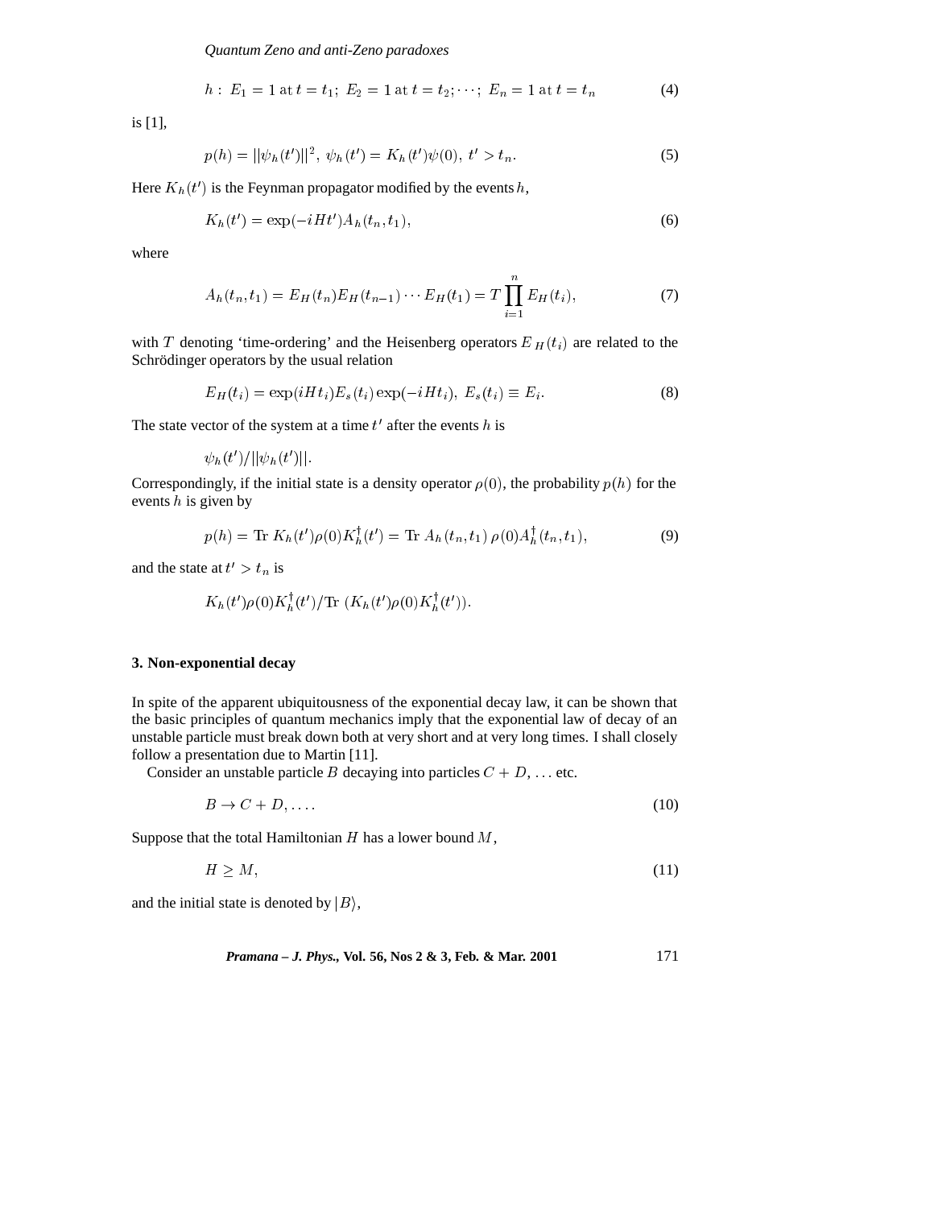$$h:\ E_1 = 1 \text{ at } t = t_1;\ E_2 = 1 \text{ at } t = t_2; \cdots;\ E_n = 1 \text{ at } t = t_n \tag{4}$$

is [1],

$$p(h) = ||\psi_h(t')||^2,\ \psi_h(t') = K_h(t')\psi(0),\ t' > t_n. \tag{5}$$

Here $K_h(t')$ is the Feynman propagator modified by the events $h$,

$$K_h(t') = \exp(-iHt')A_h(t_n, t_1), \tag{6}$$

where

$$A_h(t_n, t_1) = E_H(t_n)E_H(t_{n-1}) \cdots E_H(t_1) = T\prod_{i=1}^{n} E_H(t_i), \tag{7}$$

with $T$ denoting 'time-ordering' and the Heisenberg operators $E_H(t_i)$ are related to the Schrödinger operators by the usual relation

$$E_H(t_i) = \exp(iHt_i)E_s(t_i)\exp(-iHt_i),\ E_s(t_i) \equiv E_i. \tag{8}$$

The state vector of the system at a time $t'$ after the events $h$ is

$$\psi_h(t')/||\psi_h(t')||.$$

Correspondingly, if the initial state is a density operator $\rho(0)$, the probability $p(h)$ for the events $h$ is given by

$$p(h) = \text{Tr } K_h(t')\rho(0)K_h^\dagger(t') = \text{Tr } A_h(t_n, t_1)\, \rho(0)A_h^\dagger(t_n, t_1), \tag{9}$$

and the state at $t' > t_n$ is

$$K_h(t')\rho(0)K_h^\dagger(t')/\text{Tr } (K_h(t')\rho(0)K_h^\dagger(t')).$$

## 3. Non-exponential decay

In spite of the apparent ubiquitousness of the exponential decay law, it can be shown that the basic principles of quantum mechanics imply that the exponential law of decay of an unstable particle must break down both at very short and at very long times. I shall closely follow a presentation due to Martin [11].

Consider an unstable particle $B$ decaying into particles $C + D, \ldots$ etc.

$$B \to C + D, \ldots. \tag{10}$$

Suppose that the total Hamiltonian $H$ has a lower bound $M$,

$$H \geq M, \tag{11}$$

and the initial state is denoted by $|B\rangle$,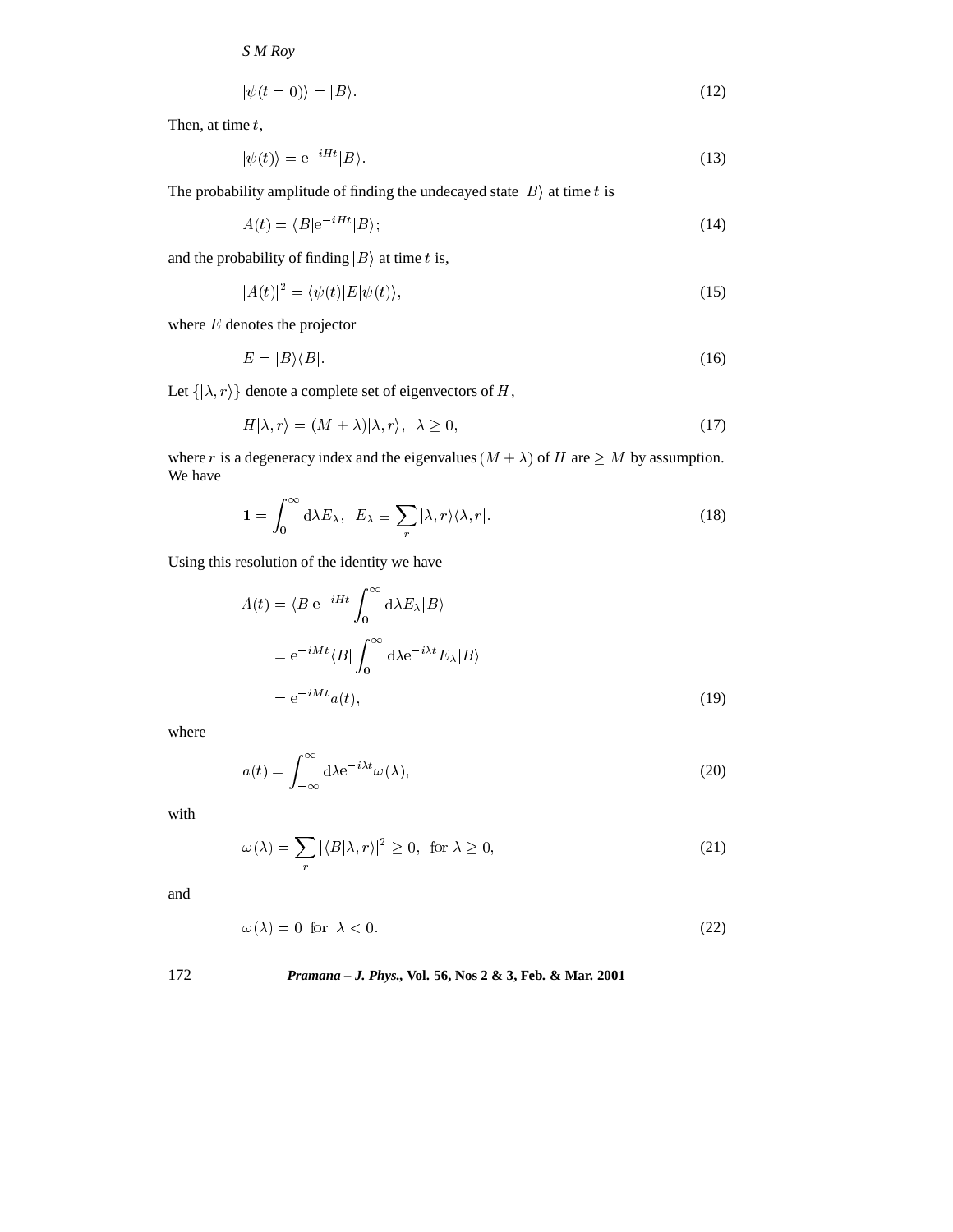$$|\psi(t=0)\rangle = |B\rangle. \tag{12}$$

Then, at time $t$,

$$|\psi(t)\rangle = \mathrm{e}^{-iHt}|B\rangle. \tag{13}$$

The probability amplitude of finding the undecayed state $|B\rangle$ at time $t$ is

$$A(t) = \langle B|\mathrm{e}^{-iHt}|B\rangle; \tag{14}$$

and the probability of finding $|B\rangle$ at time $t$ is,

$$|A(t)|^2 = \langle\psi(t)|E|\psi(t)\rangle, \tag{15}$$

where $E$ denotes the projector

$$E = |B\rangle\langle B|. \tag{16}$$

Let $\{|\lambda, r\rangle\}$ denote a complete set of eigenvectors of $H$,

$$H|\lambda, r\rangle = (M+\lambda)|\lambda, r\rangle,\ \ \lambda \geq 0, \tag{17}$$

where $r$ is a degeneracy index and the eigenvalues $(M+\lambda)$ of $H$ are $\geq M$ by assumption. We have

$$\mathbf{1} = \int_0^\infty \mathrm{d}\lambda E_\lambda,\ \ E_\lambda \equiv \sum_r |\lambda, r\rangle\langle\lambda, r|. \tag{18}$$

Using this resolution of the identity we have

$$\begin{aligned} A(t) &= \langle B|\mathrm{e}^{-iHt}\int_0^\infty \mathrm{d}\lambda E_\lambda|B\rangle \\ &= \mathrm{e}^{-iMt}\langle B|\int_0^\infty \mathrm{d}\lambda \mathrm{e}^{-i\lambda t}E_\lambda|B\rangle \\ &= \mathrm{e}^{-iMt}a(t), \end{aligned} \tag{19}$$

where

$$a(t) = \int_{-\infty}^\infty \mathrm{d}\lambda \mathrm{e}^{-i\lambda t}\omega(\lambda), \tag{20}$$

with

$$\omega(\lambda) = \sum_r |\langle B|\lambda, r\rangle|^2 \geq 0,\ \ \text{for } \lambda \geq 0, \tag{21}$$

and

$$\omega(\lambda) = 0\ \ \text{for}\ \ \lambda < 0. \tag{22}$$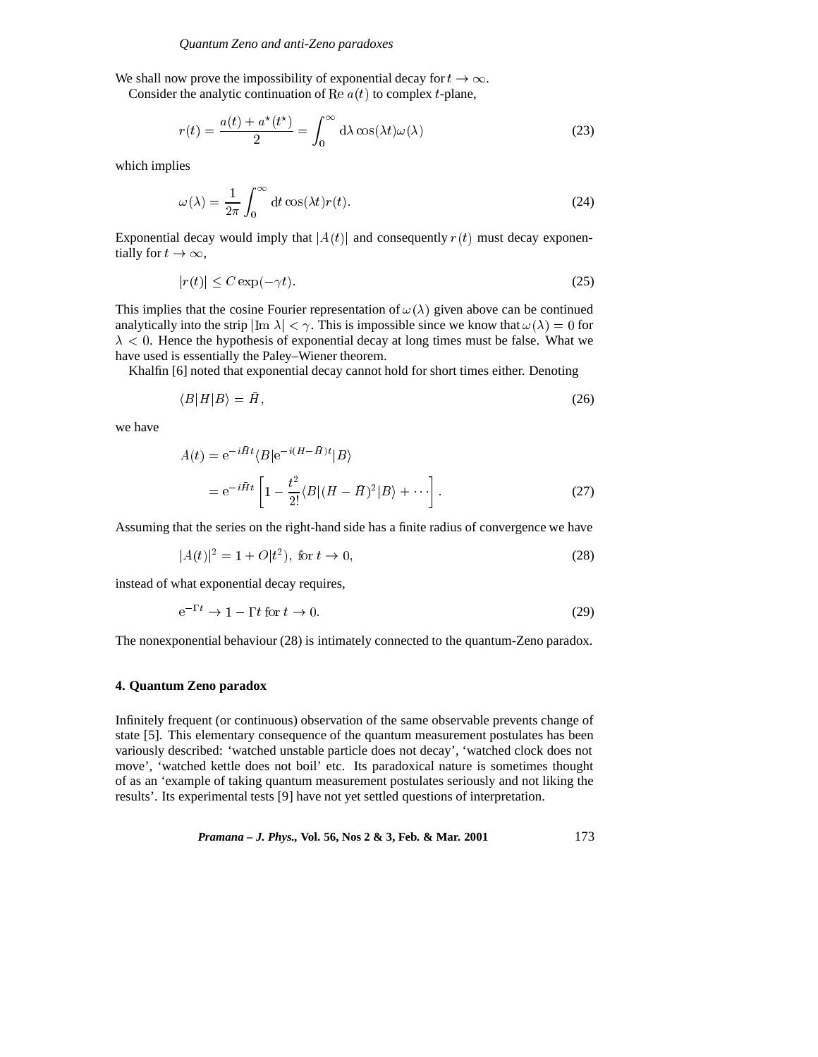We shall now prove the impossibility of exponential decay for $t \to \infty$.

Consider the analytic continuation of $\mathrm{Re}\, a(t)$ to complex $t$-plane,

$$r(t) = \frac{a(t) + a^{\star}(t^{\star})}{2} = \int_0^{\infty} \mathrm{d}\lambda \cos(\lambda t) \omega(\lambda) \tag{23}$$

which implies

$$\omega(\lambda) = \frac{1}{2\pi} \int_0^{\infty} \mathrm{d}t \cos(\lambda t) r(t). \tag{24}$$

Exponential decay would imply that $|A(t)|$ and consequently $r(t)$ must decay exponentially for $t \to \infty$,

$$|r(t)| \leq C \exp(-\gamma t). \tag{25}$$

This implies that the cosine Fourier representation of $\omega(\lambda)$ given above can be continued analytically into the strip $|\mathrm{Im}\ \lambda| < \gamma$. This is impossible since we know that $\omega(\lambda) = 0$ for $\lambda < 0$. Hence the hypothesis of exponential decay at long times must be false. What we have used is essentially the Paley–Wiener theorem.

Khalfin [6] noted that exponential decay cannot hold for short times either. Denoting

$$\langle B|H|B\rangle = \bar{H}, \tag{26}$$

we have

$$\begin{aligned} A(t) &= \mathrm{e}^{-i\bar{H}t} \langle B|\mathrm{e}^{-i(H-\bar{H})t}|B\rangle \\ &= \mathrm{e}^{-i\bar{H}t} \left[ 1 - \frac{t^2}{2!} \langle B|(H - \bar{H})^2|B\rangle + \cdots \right]. \end{aligned} \tag{27}$$

Assuming that the series on the right-hand side has a finite radius of convergence we have

$$|A(t)|^2 = 1 + O|t^2), \text{ for } t \to 0, \tag{28}$$

instead of what exponential decay requires,

$$\mathrm{e}^{-\Gamma t} \to 1 - \Gamma t \text{ for } t \to 0. \tag{29}$$

The nonexponential behaviour (28) is intimately connected to the quantum-Zeno paradox.

## 4. Quantum Zeno paradox

Infinitely frequent (or continuous) observation of the same observable prevents change of state [5]. This elementary consequence of the quantum measurement postulates has been variously described: 'watched unstable particle does not decay', 'watched clock does not move', 'watched kettle does not boil' etc. Its paradoxical nature is sometimes thought of as an 'example of taking quantum measurement postulates seriously and not liking the results'. Its experimental tests [9] have not yet settled questions of interpretation.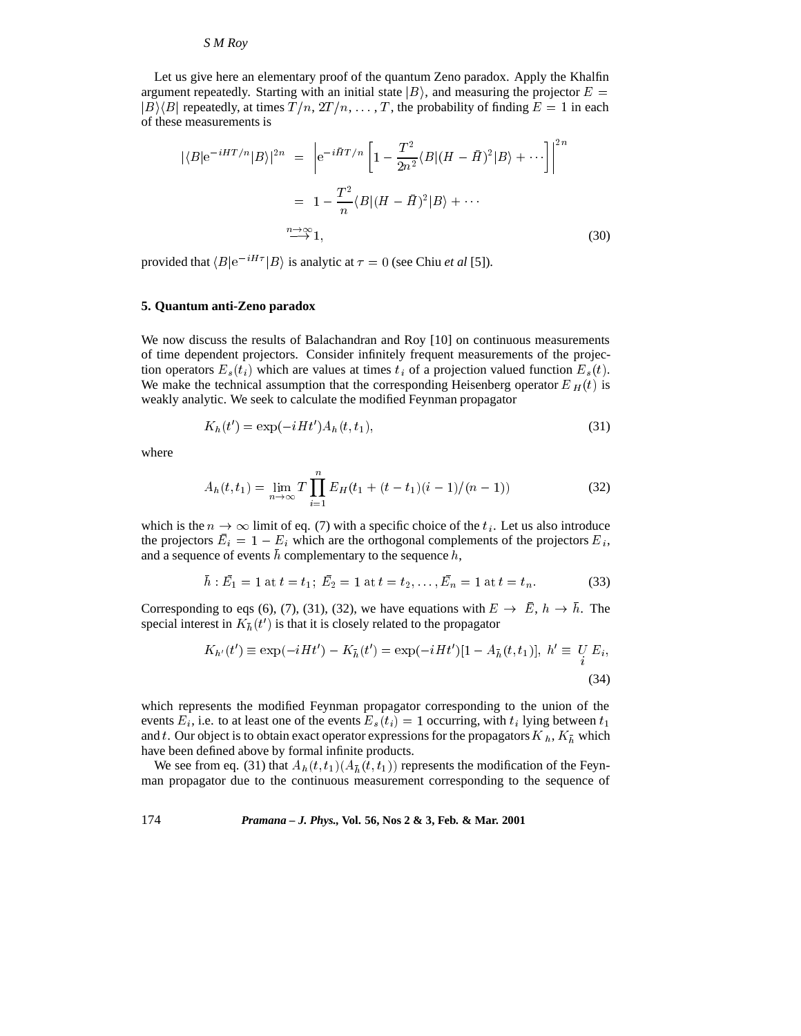Let us give here an elementary proof of the quantum Zeno paradox. Apply the Khalfin argument repeatedly. Starting with an initial state $|B\rangle$, and measuring the projector $E = |B\rangle\langle B|$ repeatedly, at times $T/n, 2T/n, \ldots, T$, the probability of finding $E = 1$ in each of these measurements is

$$
\begin{aligned}
|\langle B|\mathrm{e}^{-iHT/n}|B\rangle|^{2n} &= \left|\mathrm{e}^{-i\bar{H}T/n}\left[1 - \frac{T^2}{2n^2}\langle B|(H-\bar{H})^2|B\rangle + \cdots\right]\right|^{2n} \\
&= 1 - \frac{T^2}{n}\langle B|(H-\bar{H})^2|B\rangle + \cdots \\
&\xrightarrow{n\to\infty} 1,
\end{aligned} \tag{30}
$$

provided that $\langle B|\mathrm{e}^{-iH\tau}|B\rangle$ is analytic at $\tau = 0$ (see Chiu *et al* [5]).

## 5. Quantum anti-Zeno paradox

We now discuss the results of Balachandran and Roy [10] on continuous measurements of time dependent projectors. Consider infinitely frequent measurements of the projection operators $E_s(t_i)$ which are values at times $t_i$ of a projection valued function $E_s(t)$. We make the technical assumption that the corresponding Heisenberg operator $E_H(t)$ is weakly analytic. We seek to calculate the modified Feynman propagator

$$
K_h(t') = \exp(-iHt')A_h(t, t_1), \tag{31}
$$

where

$$
A_h(t, t_1) = \lim_{n\to\infty} T\prod_{i=1}^{n} E_H(t_1 + (t-t_1)(i-1)/(n-1)) \tag{32}
$$

which is the $n \to \infty$ limit of eq. (7) with a specific choice of the $t_i$. Let us also introduce the projectors $\bar{E}_i = 1 - E_i$ which are the orthogonal complements of the projectors $E_i$, and a sequence of events $\bar{h}$ complementary to the sequence $h$,

$$
\bar{h} : \bar{E}_1 = 1 \text{ at } t = t_1;\ \bar{E}_2 = 1 \text{ at } t = t_2, \ldots, \bar{E}_n = 1 \text{ at } t = t_n. \tag{33}
$$

Corresponding to eqs (6), (7), (31), (32), we have equations with $E \to \bar{E}$, $h \to \bar{h}$. The special interest in $K_{\bar{h}}(t')$ is that it is closely related to the propagator

$$
K_{h'}(t') \equiv \exp(-iHt') - K_{\bar{h}}(t') = \exp(-iHt')[1 - A_{\bar{h}}(t, t_1)],\ h' \equiv \underset{i}{U} E_i, \tag{34}
$$

which represents the modified Feynman propagator corresponding to the union of the events $E_i$, i.e. to at least one of the events $E_s(t_i) = 1$ occurring, with $t_i$ lying between $t_1$ and $t$. Our object is to obtain exact operator expressions for the propagators $K_h$, $K_{\bar{h}}$ which have been defined above by formal infinite products.

We see from eq. (31) that $A_h(t, t_1)(A_{\bar{h}}(t, t_1))$ represents the modification of the Feynman propagator due to the continuous measurement corresponding to the sequence of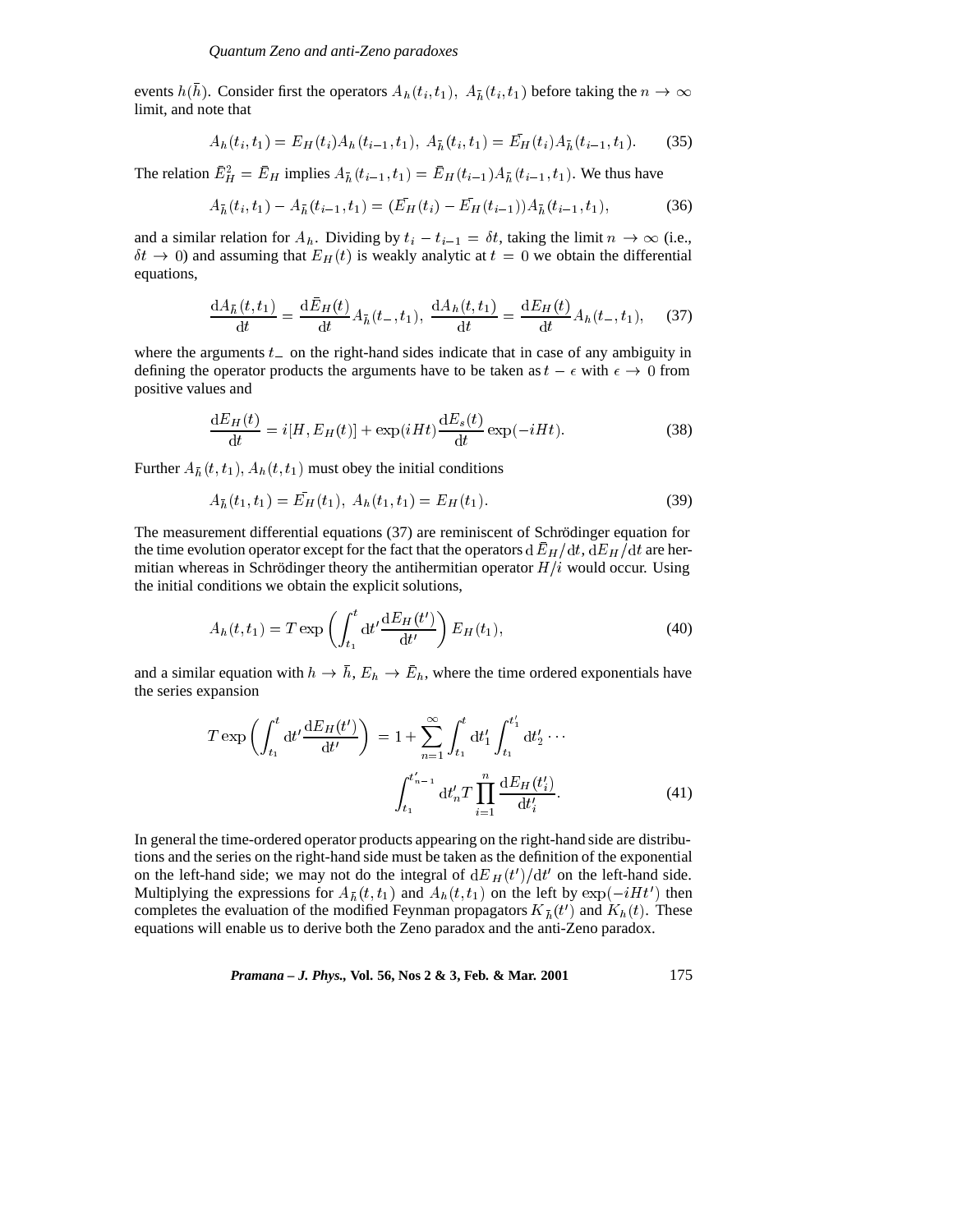events $h(\bar{h})$. Consider first the operators $A_h(t_i, t_1),\ A_{\bar{h}}(t_i, t_1)$ before taking the $n \to \infty$ limit, and note that

$$A_h(t_i, t_1) = E_H(t_i) A_h(t_{i-1}, t_1),\ A_{\bar{h}}(t_i, t_1) = \bar{E_H}(t_i) A_{\bar{h}}(t_{i-1}, t_1). \tag{35}$$

The relation $\bar{E}_H^2 = \bar{E}_H$ implies $A_{\bar{h}}(t_{i-1}, t_1) = \bar{E}_H(t_{i-1}) A_{\bar{h}}(t_{i-1}, t_1)$. We thus have

$$A_{\bar{h}}(t_i, t_1) - A_{\bar{h}}(t_{i-1}, t_1) = (\bar{E_H}(t_i) - \bar{E_H}(t_{i-1})) A_{\bar{h}}(t_{i-1}, t_1), \tag{36}$$

and a similar relation for $A_h$. Dividing by $t_i - t_{i-1} = \delta t$, taking the limit $n \to \infty$ (i.e., $\delta t \to 0$) and assuming that $E_H(t)$ is weakly analytic at $t = 0$ we obtain the differential equations,

$$\frac{\mathrm{d}A_{\bar{h}}(t, t_1)}{\mathrm{d}t} = \frac{\mathrm{d}\bar{E}_H(t)}{\mathrm{d}t} A_{\bar{h}}(t_-, t_1),\ \frac{\mathrm{d}A_h(t, t_1)}{\mathrm{d}t} = \frac{\mathrm{d}E_H(t)}{\mathrm{d}t} A_h(t_-, t_1), \tag{37}$$

where the arguments $t_-$ on the right-hand sides indicate that in case of any ambiguity in defining the operator products the arguments have to be taken as $t - \epsilon$ with $\epsilon \to 0$ from positive values and

$$\frac{\mathrm{d}E_H(t)}{\mathrm{d}t} = i[H, E_H(t)] + \exp(iHt)\frac{\mathrm{d}E_s(t)}{\mathrm{d}t}\exp(-iHt). \tag{38}$$

Further $A_{\bar{h}}(t, t_1)$, $A_h(t, t_1)$ must obey the initial conditions

$$A_{\bar{h}}(t_1, t_1) = \bar{E_H}(t_1),\ A_h(t_1, t_1) = E_H(t_1). \tag{39}$$

The measurement differential equations (37) are reminiscent of Schrödinger equation for the time evolution operator except for the fact that the operators $\mathrm{d}\bar{E}_H/\mathrm{d}t$, $\mathrm{d}E_H/\mathrm{d}t$ are hermitian whereas in Schrödinger theory the antihermitian operator $H/i$ would occur. Using the initial conditions we obtain the explicit solutions,

$$A_h(t, t_1) = T\exp\left(\int_{t_1}^{t} \mathrm{d}t' \frac{\mathrm{d}E_H(t')}{\mathrm{d}t'}\right) E_H(t_1), \tag{40}$$

and a similar equation with $h \to \bar{h}$, $E_h \to \bar{E}_h$, where the time ordered exponentials have the series expansion

$$T\exp\left(\int_{t_1}^{t} \mathrm{d}t' \frac{\mathrm{d}E_H(t')}{\mathrm{d}t'}\right) = 1 + \sum_{n=1}^{\infty} \int_{t_1}^{t} \mathrm{d}t_1' \int_{t_1}^{t_1'} \mathrm{d}t_2' \cdots \int_{t_1}^{t_{n-1}'} \mathrm{d}t_n' T \prod_{i=1}^{n} \frac{\mathrm{d}E_H(t_i')}{\mathrm{d}t_i'}. \tag{41}$$

In general the time-ordered operator products appearing on the right-hand side are distributions and the series on the right-hand side must be taken as the definition of the exponential on the left-hand side; we may not do the integral of $\mathrm{d}E_H(t')/\mathrm{d}t'$ on the left-hand side. Multiplying the expressions for $A_{\bar{h}}(t, t_1)$ and $A_h(t, t_1)$ on the left by $\exp(-iHt')$ then completes the evaluation of the modified Feynman propagators $K_{\bar{h}}(t')$ and $K_h(t)$. These equations will enable us to derive both the Zeno paradox and the anti-Zeno paradox.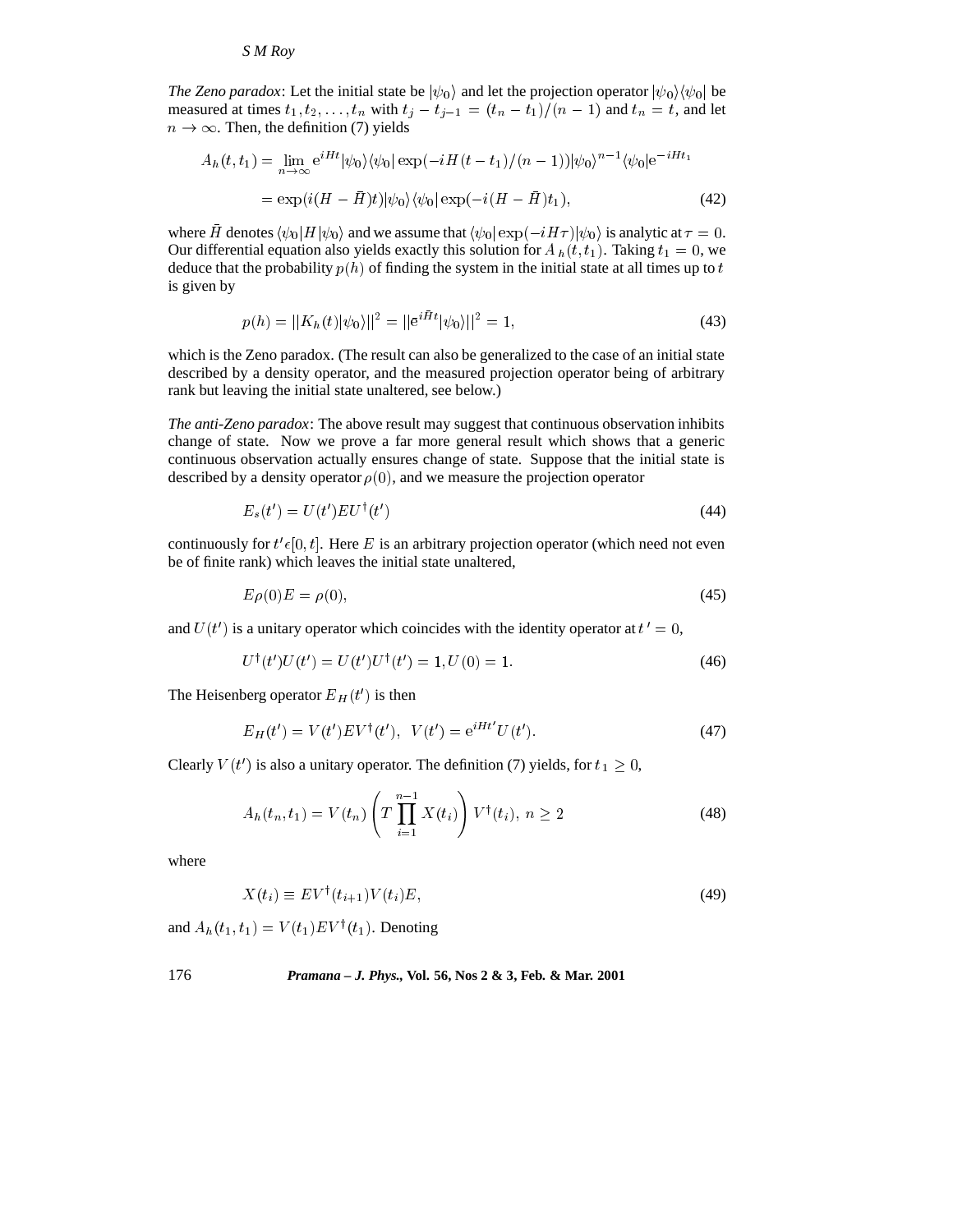*The Zeno paradox*: Let the initial state be $|\psi_0\rangle$ and let the projection operator $|\psi_0\rangle\langle\psi_0|$ be measured at times $t_1, t_2, \ldots, t_n$ with $t_j - t_{j-1} = (t_n - t_1)/(n-1)$ and $t_n = t$, and let $n \to \infty$. Then, the definition (7) yields

$$
\begin{aligned}
A_h(t, t_1) &= \lim_{n\to\infty} \mathrm{e}^{iHt}|\psi_0\rangle\langle\psi_0| \exp(-iH(t-t_1)/(n-1))|\psi_0\rangle^{n-1}\langle\psi_0|\mathrm{e}^{-iHt_1} \\
&= \exp(i(H-\bar{H})t)|\psi_0\rangle\langle\psi_0|\exp(-i(H-\bar{H})t_1),
\end{aligned} \tag{42}
$$

where $\bar{H}$ denotes $\langle\psi_0|H|\psi_0\rangle$ and we assume that $\langle\psi_0|\exp(-iH\tau)|\psi_0\rangle$ is analytic at $\tau = 0$. Our differential equation also yields exactly this solution for $A_h(t, t_1)$. Taking $t_1 = 0$, we deduce that the probability $p(h)$ of finding the system in the initial state at all times up to $t$ is given by

$$
p(h) = ||K_h(t)|\psi_0\rangle||^2 = ||\mathrm{e}^{i\bar{H}t}|\psi_0\rangle||^2 = 1, \tag{43}
$$

which is the Zeno paradox. (The result can also be generalized to the case of an initial state described by a density operator, and the measured projection operator being of arbitrary rank but leaving the initial state unaltered, see below.)

*The anti-Zeno paradox*: The above result may suggest that continuous observation inhibits change of state. Now we prove a far more general result which shows that a generic continuous observation actually ensures change of state. Suppose that the initial state is described by a density operator $\rho(0)$, and we measure the projection operator

$$
E_s(t') = U(t')EU^\dagger(t') \tag{44}
$$

continuously for $t' \epsilon [0, t]$. Here $E$ is an arbitrary projection operator (which need not even be of finite rank) which leaves the initial state unaltered,

$$
E\rho(0)E = \rho(0), \tag{45}
$$

and $U(t')$ is a unitary operator which coincides with the identity operator at $t' = 0$,

$$
U^\dagger(t')U(t') = U(t')U^\dagger(t') = 1, U(0) = 1. \tag{46}
$$

The Heisenberg operator $E_H(t')$ is then

$$
E_H(t') = V(t')EV^\dagger(t'), \;\; V(t') = \mathrm{e}^{iHt'}U(t'). \tag{47}
$$

Clearly $V(t')$ is also a unitary operator. The definition (7) yields, for $t_1 \geq 0$,

$$
A_h(t_n, t_1) = V(t_n)\left(T\prod_{i=1}^{n-1} X(t_i)\right)V^\dagger(t_i), \; n \geq 2 \tag{48}
$$

where

$$
X(t_i) \equiv EV^\dagger(t_{i+1})V(t_i)E, \tag{49}
$$

and $A_h(t_1, t_1) = V(t_1)EV^\dagger(t_1)$. Denoting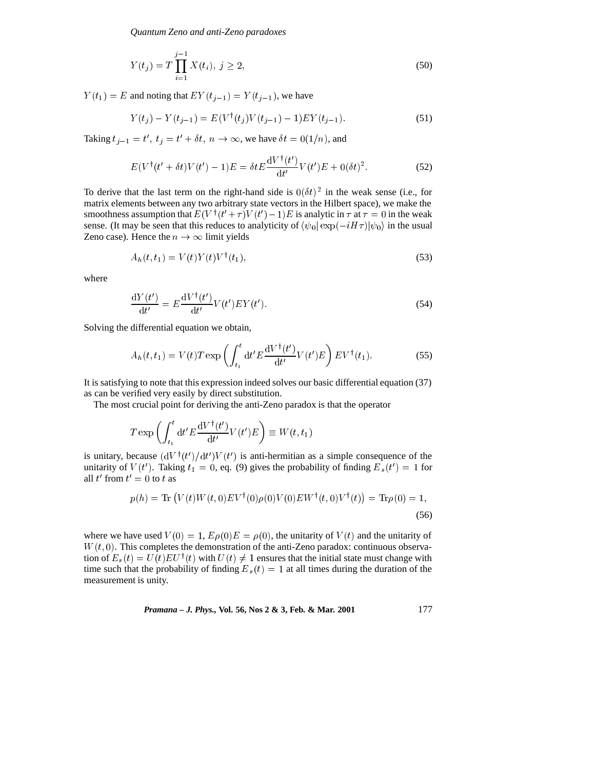$$Y(t_j) = T \prod_{i=1}^{j-1} X(t_i),\ j \geq 2, \tag{50}$$

$Y(t_1) = E$ and noting that $EY(t_{j-1}) = Y(t_{j-1})$, we have

$$Y(t_j) - Y(t_{j-1}) = E(V^\dagger(t_j)V(t_{j-1}) - 1)EY(t_{j-1}). \tag{51}$$

Taking $t_{j-1} = t',\ t_j = t' + \delta t,\ n \to \infty$, we have $\delta t = 0(1/n)$, and

$$E(V^\dagger(t' + \delta t)V(t') - 1)E = \delta t E \frac{\mathrm{d}V^\dagger(t')}{\mathrm{d}t'} V(t')E + 0(\delta t)^2. \tag{52}$$

To derive that the last term on the right-hand side is $0(\delta t)^2$ in the weak sense (i.e., for matrix elements between any two arbitrary state vectors in the Hilbert space), we make the smoothness assumption that $E(V^\dagger(t'+\tau)V(t')-1)E$ is analytic in $\tau$ at $\tau = 0$ in the weak sense. (It may be seen that this reduces to analyticity of $\langle\psi_0|\exp(-iH\tau)|\psi_0\rangle$ in the usual Zeno case). Hence the $n \to \infty$ limit yields

$$A_h(t, t_1) = V(t)Y(t)V^\dagger(t_1), \tag{53}$$

where

$$\frac{\mathrm{d}Y(t')}{\mathrm{d}t'} = E\frac{\mathrm{d}V^\dagger(t')}{\mathrm{d}t'}V(t')EY(t'). \tag{54}$$

Solving the differential equation we obtain,

$$A_h(t, t_1) = V(t) T \exp\left(\int_{t_1}^{t} \mathrm{d}t' E \frac{\mathrm{d}V^\dagger(t')}{\mathrm{d}t'} V(t')E\right) EV^\dagger(t_1). \tag{55}$$

It is satisfying to note that this expression indeed solves our basic differential equation (37) as can be verified very easily by direct substitution.

The most crucial point for deriving the anti-Zeno paradox is that the operator

$$T \exp\left(\int_{t_1}^{t} \mathrm{d}t' E \frac{\mathrm{d}V^\dagger(t')}{\mathrm{d}t'} V(t')E\right) \equiv W(t, t_1)$$

is unitary, because $(\mathrm{d}V^\dagger(t')/\mathrm{d}t')V(t')$ is anti-hermitian as a simple consequence of the unitarity of $V(t')$. Taking $t_1 = 0$, eq. (9) gives the probability of finding $E_s(t') = 1$ for all $t'$ from $t' = 0$ to $t$ as

$$p(h) = \mathrm{Tr}\left(V(t)W(t,0)EV^\dagger(0)\rho(0)V(0)EW^\dagger(t,0)V^\dagger(t)\right) = \mathrm{Tr}\rho(0) = 1, \tag{56}$$

where we have used $V(0) = 1$, $E\rho(0)E = \rho(0)$, the unitarity of $V(t)$ and the unitarity of $W(t, 0)$. This completes the demonstration of the anti-Zeno paradox: continuous observation of $E_s(t) = U(t)EU^\dagger(t)$ with $U(t) \neq 1$ ensures that the initial state must change with time such that the probability of finding $E_s(t) = 1$ at all times during the duration of the measurement is unity.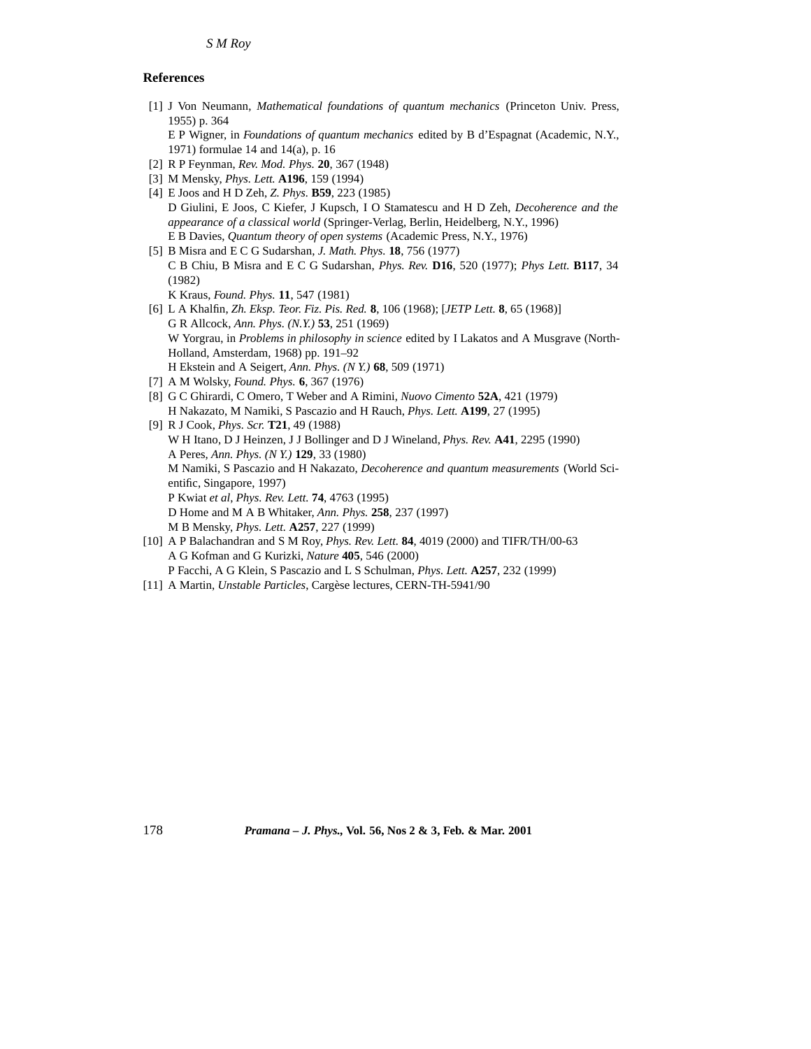## References

[1] J Von Neumann, *Mathematical foundations of quantum mechanics* (Princeton Univ. Press, 1955) p. 364
E P Wigner, in *Foundations of quantum mechanics* edited by B d'Espagnat (Academic, N.Y., 1971) formulae 14 and 14(a), p. 16

[2] R P Feynman, *Rev. Mod. Phys.* **20**, 367 (1948)

[3] M Mensky, *Phys. Lett.* **A196**, 159 (1994)

[4] E Joos and H D Zeh, *Z. Phys.* **B59**, 223 (1985)
D Giulini, E Joos, C Kiefer, J Kupsch, I O Stamatescu and H D Zeh, *Decoherence and the appearance of a classical world* (Springer-Verlag, Berlin, Heidelberg, N.Y., 1996)
E B Davies, *Quantum theory of open systems* (Academic Press, N.Y., 1976)

[5] B Misra and E C G Sudarshan, *J. Math. Phys.* **18**, 756 (1977)
C B Chiu, B Misra and E C G Sudarshan, *Phys. Rev.* **D16**, 520 (1977); *Phys Lett.* **B117**, 34 (1982)
K Kraus, *Found. Phys.* **11**, 547 (1981)

[6] L A Khalfin, *Zh. Eksp. Teor. Fiz. Pis. Red.* **8**, 106 (1968); [*JETP Lett.* **8**, 65 (1968)]
G R Allcock, *Ann. Phys. (N.Y.)* **53**, 251 (1969)
W Yorgrau, in *Problems in philosophy in science* edited by I Lakatos and A Musgrave (North-Holland, Amsterdam, 1968) pp. 191–92
H Ekstein and A Seigert, *Ann. Phys. (N Y.)* **68**, 509 (1971)

[7] A M Wolsky, *Found. Phys.* **6**, 367 (1976)

[8] G C Ghirardi, C Omero, T Weber and A Rimini, *Nuovo Cimento* **52A**, 421 (1979)
H Nakazato, M Namiki, S Pascazio and H Rauch, *Phys. Lett.* **A199**, 27 (1995)

[9] R J Cook, *Phys. Scr.* **T21**, 49 (1988)
W H Itano, D J Heinzen, J J Bollinger and D J Wineland, *Phys. Rev.* **A41**, 2295 (1990)
A Peres, *Ann. Phys. (N Y.)* **129**, 33 (1980)
M Namiki, S Pascazio and H Nakazato, *Decoherence and quantum measurements* (World Scientific, Singapore, 1997)
P Kwiat *et al*, *Phys. Rev. Lett.* **74**, 4763 (1995)
D Home and M A B Whitaker, *Ann. Phys.* **258**, 237 (1997)
M B Mensky, *Phys. Lett.* **A257**, 227 (1999)

[10] A P Balachandran and S M Roy, *Phys. Rev. Lett.* **84**, 4019 (2000) and TIFR/TH/00-63
A G Kofman and G Kurizki, *Nature* **405**, 546 (2000)
P Facchi, A G Klein, S Pascazio and L S Schulman, *Phys. Lett.* **A257**, 232 (1999)

[11] A Martin, *Unstable Particles*, Cargèse lectures, CERN-TH-5941/90